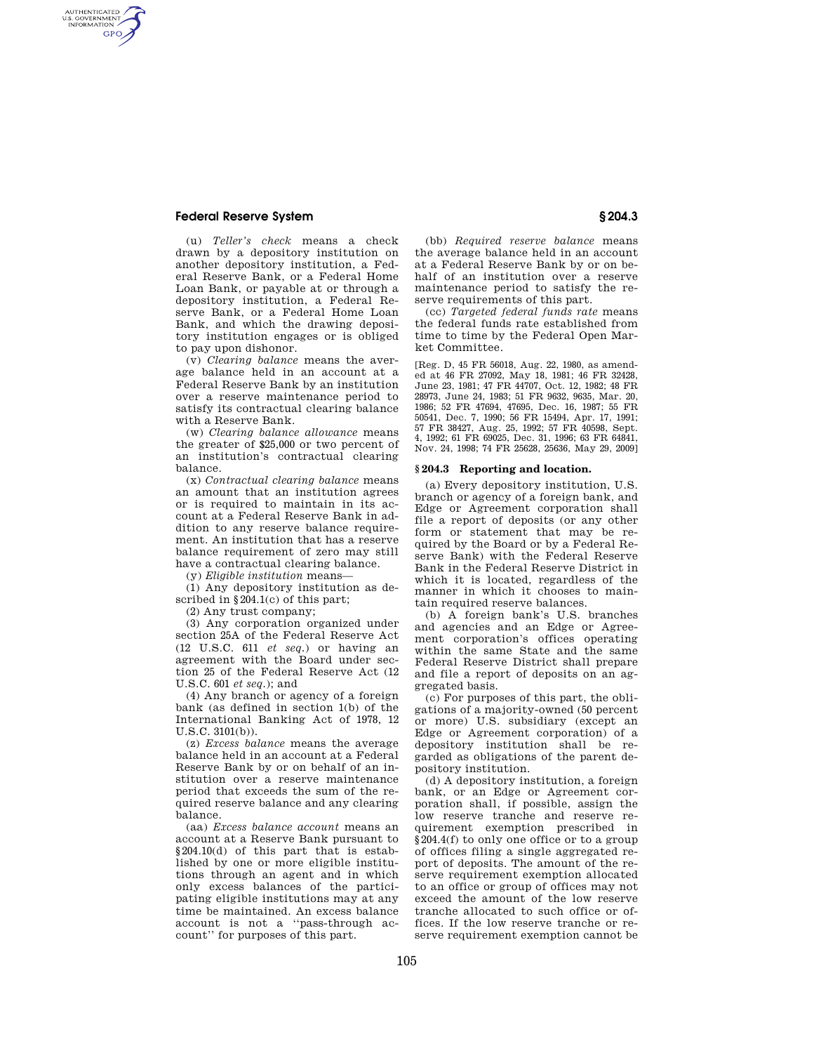(u) *Teller's check* means a check drawn by a depository institution on another depository institution, a Federal Reserve Bank, or a Federal Home Loan Bank, or payable at or through a depository institution, a Federal Reserve Bank, or a Federal Home Loan Bank, and which the drawing depository institution engages or is obliged to pay upon dishonor.

(v) *Clearing balance* means the average balance held in an account at a Federal Reserve Bank by an institution over a reserve maintenance period to satisfy its contractual clearing balance with a Reserve Bank.

(w) *Clearing balance allowance* means the greater of $25,000 or two percent of an institution's contractual clearing balance.

(x) *Contractual clearing balance* means an amount that an institution agrees or is required to maintain in its account at a Federal Reserve Bank in addition to any reserve balance requirement. An institution that has a reserve balance requirement of zero may still have a contractual clearing balance.

(y) *Eligible institution* means—

(1) Any depository institution as described in §204.1(c) of this part;

(2) Any trust company;

(3) Any corporation organized under section 25A of the Federal Reserve Act (12 U.S.C. 611 *et seq.*) or having an agreement with the Board under section 25 of the Federal Reserve Act (12 U.S.C. 601 *et seq.*); and

(4) Any branch or agency of a foreign bank (as defined in section 1(b) of the International Banking Act of 1978, 12 U.S.C. 3101(b)).

(z) *Excess balance* means the average balance held in an account at a Federal Reserve Bank by or on behalf of an institution over a reserve maintenance period that exceeds the sum of the required reserve balance and any clearing balance.

(aa) *Excess balance account* means an account at a Reserve Bank pursuant to §204.10(d) of this part that is established by one or more eligible institutions through an agent and in which only excess balances of the participating eligible institutions may at any time be maintained. An excess balance account is not a "pass-through account" for purposes of this part.

(bb) *Required reserve balance* means the average balance held in an account at a Federal Reserve Bank by or on behalf of an institution over a reserve maintenance period to satisfy the reserve requirements of this part.

(cc) *Targeted federal funds rate* means the federal funds rate established from time to time by the Federal Open Market Committee.

[Reg. D, 45 FR 56018, Aug. 22, 1980, as amended at 46 FR 27092, May 18, 1981; 46 FR 32428, June 23, 1981; 47 FR 44707, Oct. 12, 1982; 48 FR 28973, June 24, 1983; 51 FR 9632, 9635, Mar. 20, 1986; 52 FR 47694, 47695, Dec. 16, 1987; 55 FR 50541, Dec. 7, 1990; 56 FR 15494, Apr. 17, 1991; 57 FR 38427, Aug. 25, 1992; 57 FR 40598, Sept. 4, 1992; 61 FR 69025, Dec. 31, 1996; 63 FR 64841, Nov. 24, 1998; 74 FR 25628, 25636, May 29, 2009]

## §204.3 Reporting and location.

(a) Every depository institution, U.S. branch or agency of a foreign bank, and Edge or Agreement corporation shall file a report of deposits (or any other form or statement that may be required by the Board or by a Federal Reserve Bank) with the Federal Reserve Bank in the Federal Reserve District in which it is located, regardless of the manner in which it chooses to maintain required reserve balances.

(b) A foreign bank's U.S. branches and agencies and an Edge or Agreement corporation's offices operating within the same State and the same Federal Reserve District shall prepare and file a report of deposits on an aggregated basis.

(c) For purposes of this part, the obligations of a majority-owned (50 percent or more) U.S. subsidiary (except an Edge or Agreement corporation) of a depository institution shall be regarded as obligations of the parent depository institution.

(d) A depository institution, a foreign bank, or an Edge or Agreement corporation shall, if possible, assign the low reserve tranche and reserve requirement exemption prescribed in §204.4(f) to only one office or to a group of offices filing a single aggregated report of deposits. The amount of the reserve requirement exemption allocated to an office or group of offices may not exceed the amount of the low reserve tranche allocated to such office or offices. If the low reserve tranche or reserve requirement exemption cannot be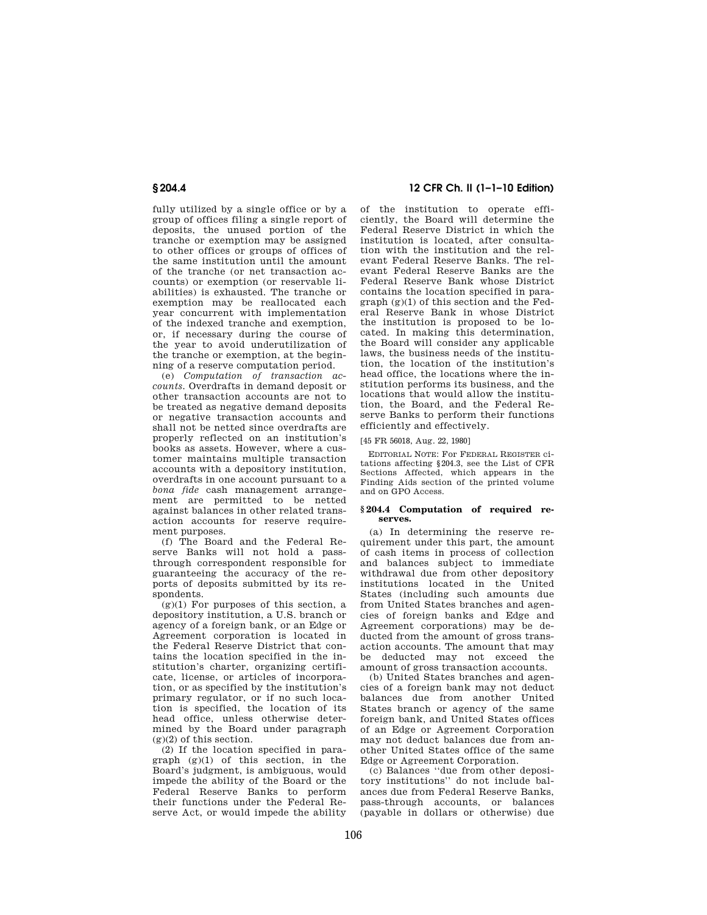fully utilized by a single office or by a group of offices filing a single report of deposits, the unused portion of the tranche or exemption may be assigned to other offices or groups of offices of the same institution until the amount of the tranche (or net transaction accounts) or exemption (or reservable liabilities) is exhausted. The tranche or exemption may be reallocated each year concurrent with implementation of the indexed tranche and exemption, or, if necessary during the course of the year to avoid underutilization of the tranche or exemption, at the beginning of a reserve computation period.

(e) *Computation of transaction accounts.* Overdrafts in demand deposit or other transaction accounts are not to be treated as negative demand deposits or negative transaction accounts and shall not be netted since overdrafts are properly reflected on an institution's books as assets. However, where a customer maintains multiple transaction accounts with a depository institution, overdrafts in one account pursuant to a *bona fide* cash management arrangement are permitted to be netted against balances in other related transaction accounts for reserve requirement purposes.

(f) The Board and the Federal Reserve Banks will not hold a pass-through correspondent responsible for guaranteeing the accuracy of the reports of deposits submitted by its respondents.

(g)(1) For purposes of this section, a depository institution, a U.S. branch or agency of a foreign bank, or an Edge or Agreement corporation is located in the Federal Reserve District that contains the location specified in the institution's charter, organizing certificate, license, or articles of incorporation, or as specified by the institution's primary regulator, or if no such location is specified, the location of its head office, unless otherwise determined by the Board under paragraph (g)(2) of this section.

(2) If the location specified in paragraph (g)(1) of this section, in the Board's judgment, is ambiguous, would impede the ability of the Board or the Federal Reserve Banks to perform their functions under the Federal Reserve Act, or would impede the ability of the institution to operate efficiently, the Board will determine the Federal Reserve District in which the institution is located, after consultation with the institution and the relevant Federal Reserve Banks. The relevant Federal Reserve Banks are the Federal Reserve Bank whose District contains the location specified in paragraph (g)(1) of this section and the Federal Reserve Bank in whose District the institution is proposed to be located. In making this determination, the Board will consider any applicable laws, the business needs of the institution, the location of the institution's head office, the locations where the institution performs its business, and the locations that would allow the institution, the Board, and the Federal Reserve Banks to perform their functions efficiently and effectively.

[45 FR 56018, Aug. 22, 1980]

EDITORIAL NOTE: For FEDERAL REGISTER citations affecting §204.3, see the List of CFR Sections Affected, which appears in the Finding Aids section of the printed volume and on GPO Access.

### §204.4 Computation of required reserves.

(a) In determining the reserve requirement under this part, the amount of cash items in process of collection and balances subject to immediate withdrawal due from other depository institutions located in the United States (including such amounts due from United States branches and agencies of foreign banks and Edge and Agreement corporations) may be deducted from the amount of gross transaction accounts. The amount that may be deducted may not exceed the amount of gross transaction accounts.

(b) United States branches and agencies of a foreign bank may not deduct balances due from another United States branch or agency of the same foreign bank, and United States offices of an Edge or Agreement Corporation may not deduct balances due from another United States office of the same Edge or Agreement Corporation.

(c) Balances ''due from other depository institutions'' do not include balances due from Federal Reserve Banks, pass-through accounts, or balances (payable in dollars or otherwise) due